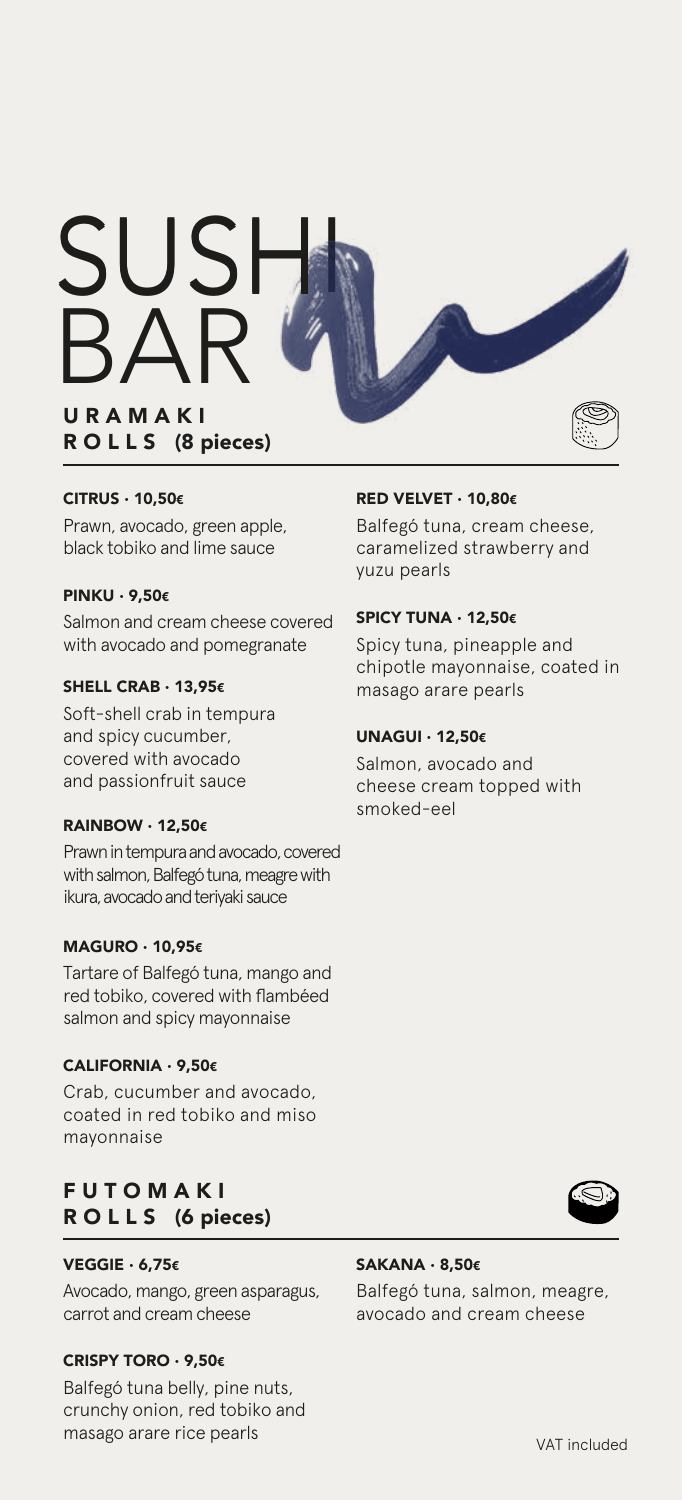# SUSHI BAR

## URAMAKI ROLLS (8 pieces)

**CITRUS · 10,50€**

Prawn, avocado, green apple, black tobiko and lime sauce

**PINKU · 9,50€**

Salmon and cream cheese covered with avocado and pomegranate

**SHELL CRAB · 13,95€**

Soft-shell crab in tempura and spicy cucumber, covered with avocado and passionfruit sauce

**RAINBOW · 12,50€**

Prawn in tempura and avocado, covered with salmon, Balfegó tuna, meagre with ikura, avocado and teriyaki sauce

**MAGURO · 10,95€**

Tartare of Balfegó tuna, mango and red tobiko, covered with flambéed salmon and spicy mayonnaise

**CALIFORNIA · 9,50€**

Crab, cucumber and avocado, coated in red tobiko and miso mayonnaise

**RED VELVET · 10,80€**

Balfegó tuna, cream cheese, caramelized strawberry and yuzu pearls

**SPICY TUNA · 12,50€**

Spicy tuna, pineapple and chipotle mayonnaise, coated in masago arare pearls

**UNAGUI · 12,50€**

Salmon, avocado and cheese cream topped with smoked-eel

## FUTOMAKI ROLLS (6 pieces)

**VEGGIE · 6,75€**

Avocado, mango, green asparagus, carrot and cream cheese

**CRISPY TORO · 9,50€**

Balfegó tuna belly, pine nuts, crunchy onion, red tobiko and masago arare rice pearls

**SAKANA · 8,50€**

Balfegó tuna, salmon, meagre, avocado and cream cheese

VAT included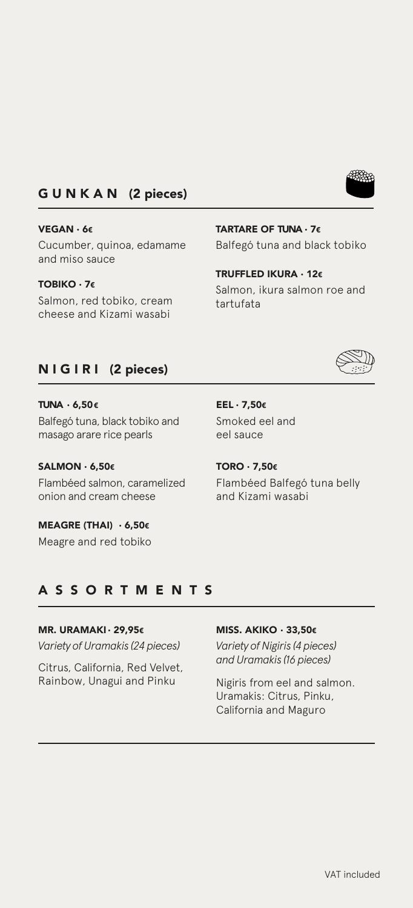## GUNKAN (2 pieces)

**VEGAN · 6€**
Cucumber, quinoa, edamame and miso sauce

**TOBIKO · 7€**
Salmon, red tobiko, cream cheese and Kizami wasabi

**TARTARE OF TUNA · 7€**
Balfegó tuna and black tobiko

**TRUFFLED IKURA · 12€**
Salmon, ikura salmon roe and tartufata

## NIGIRI (2 pieces)

**TUNA · 6,50€**
Balfegó tuna, black tobiko and masago arare rice pearls

**SALMON · 6,50€**
Flambéed salmon, caramelized onion and cream cheese

**MEAGRE (THAI) · 6,50€**
Meagre and red tobiko

**EEL · 7,50€**
Smoked eel and eel sauce

**TORO · 7,50€**
Flambéed Balfegó tuna belly and Kizami wasabi

## ASSORTMENTS

**MR. URAMAKI · 29,95€**
*Variety of Uramakis (24 pieces)*

Citrus, California, Red Velvet, Rainbow, Unagui and Pinku

**MISS. AKIKO · 33,50€**
*Variety of Nigiris (4 pieces) and Uramakis (16 pieces)*

Nigiris from eel and salmon. Uramakis: Citrus, Pinku, California and Maguro

VAT included